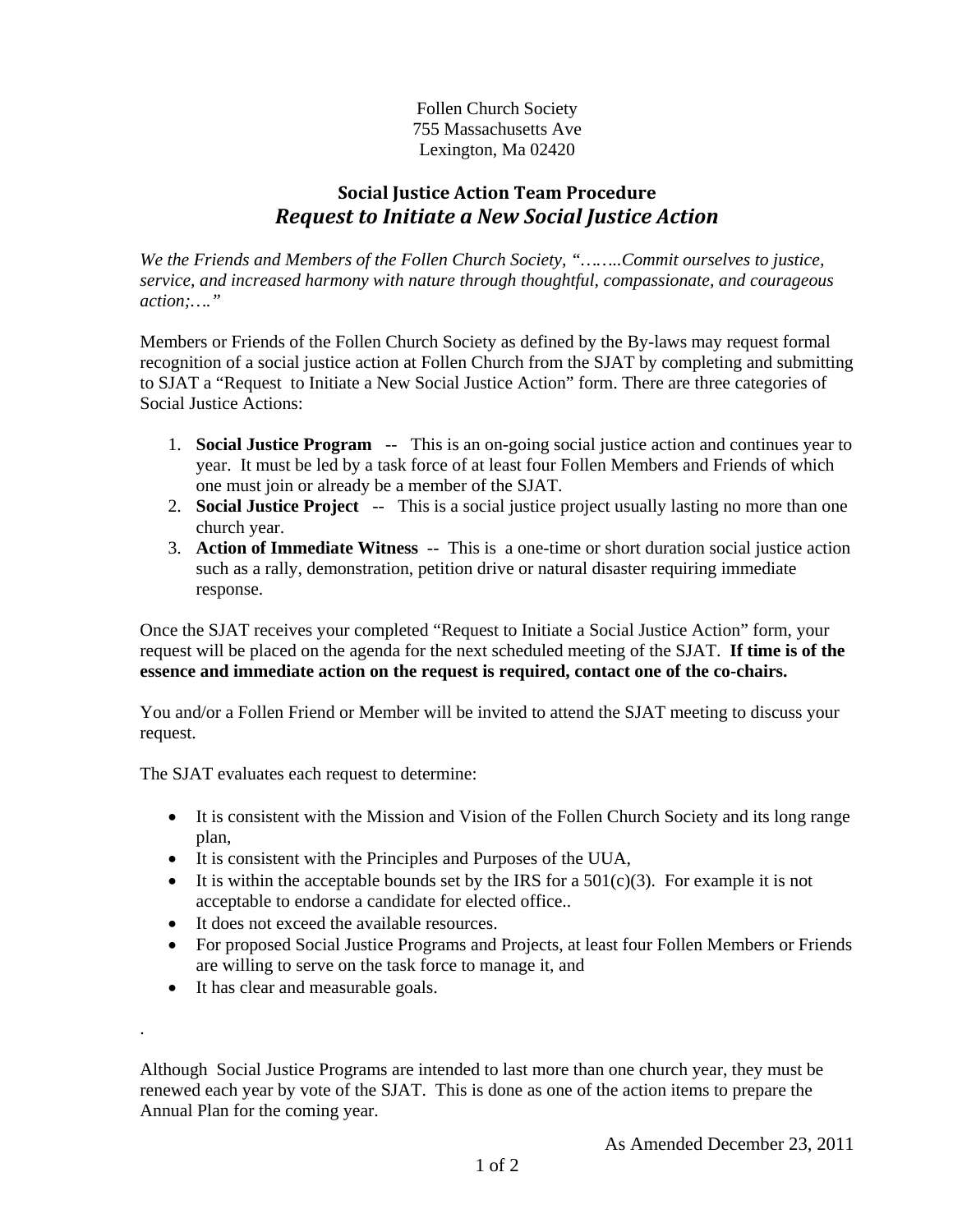Follen Church Society
755 Massachusetts Ave
Lexington, Ma 02420

## Social Justice Action Team Procedure

## *Request to Initiate a New Social Justice Action*

*We the Friends and Members of the Follen Church Society, "……..Commit ourselves to justice, service, and increased harmony with nature through thoughtful, compassionate, and courageous action;…."*

Members or Friends of the Follen Church Society as defined by the By-laws may request formal recognition of a social justice action at Follen Church from the SJAT by completing and submitting to SJAT a "Request to Initiate a New Social Justice Action" form. There are three categories of Social Justice Actions:

1. **Social Justice Program** -- This is an on-going social justice action and continues year to year. It must be led by a task force of at least four Follen Members and Friends of which one must join or already be a member of the SJAT.
2. **Social Justice Project** -- This is a social justice project usually lasting no more than one church year.
3. **Action of Immediate Witness** -- This is a one-time or short duration social justice action such as a rally, demonstration, petition drive or natural disaster requiring immediate response.

Once the SJAT receives your completed "Request to Initiate a Social Justice Action" form, your request will be placed on the agenda for the next scheduled meeting of the SJAT. **If time is of the essence and immediate action on the request is required, contact one of the co-chairs.**

You and/or a Follen Friend or Member will be invited to attend the SJAT meeting to discuss your request.

The SJAT evaluates each request to determine:

- It is consistent with the Mission and Vision of the Follen Church Society and its long range plan,
- It is consistent with the Principles and Purposes of the UUA,
- It is within the acceptable bounds set by the IRS for a 501(c)(3). For example it is not acceptable to endorse a candidate for elected office..
- It does not exceed the available resources.
- For proposed Social Justice Programs and Projects, at least four Follen Members or Friends are willing to serve on the task force to manage it, and
- It has clear and measurable goals.

.

Although Social Justice Programs are intended to last more than one church year, they must be renewed each year by vote of the SJAT. This is done as one of the action items to prepare the Annual Plan for the coming year.

As Amended December 23, 2011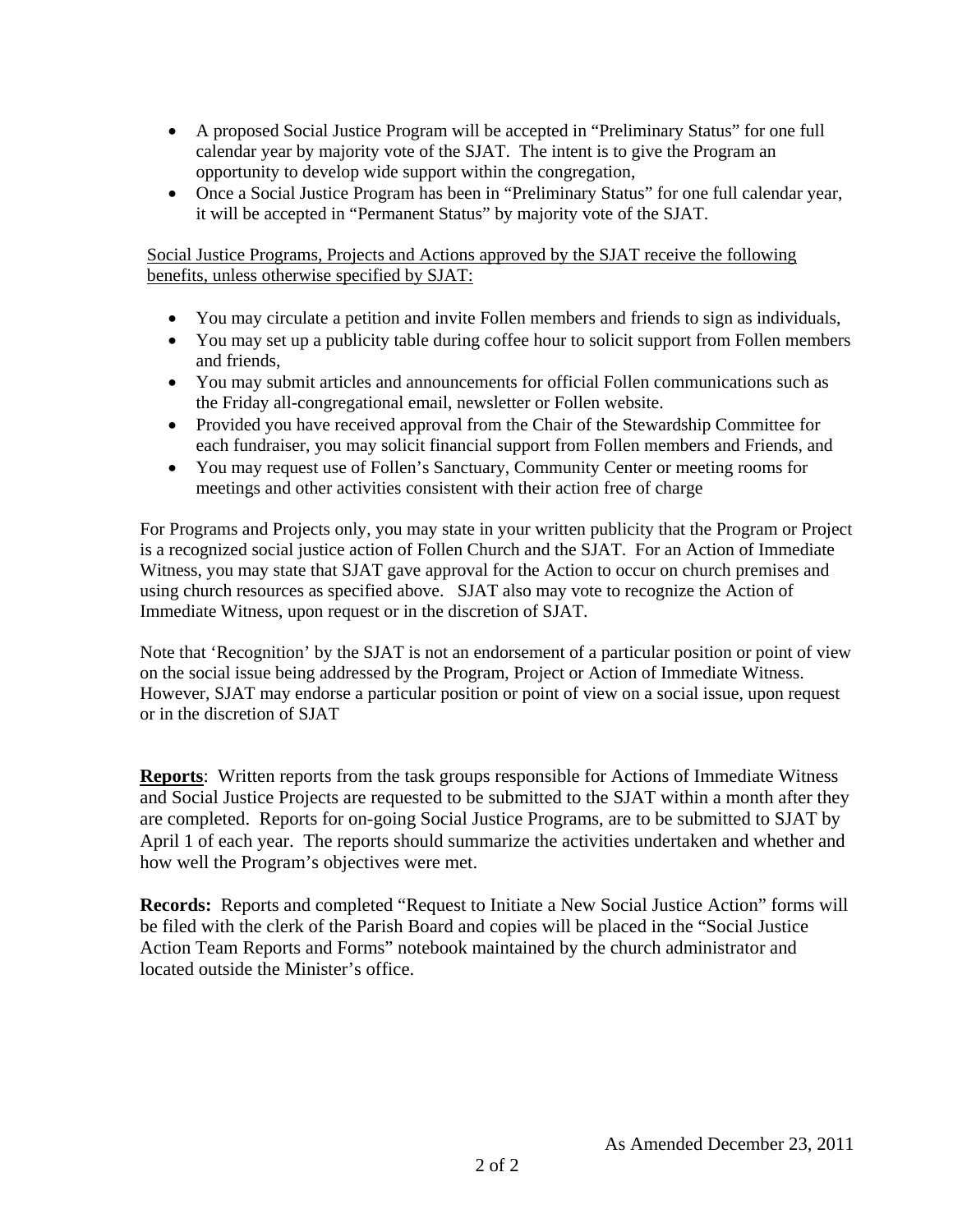- A proposed Social Justice Program will be accepted in "Preliminary Status" for one full calendar year by majority vote of the SJAT. The intent is to give the Program an opportunity to develop wide support within the congregation,
- Once a Social Justice Program has been in "Preliminary Status" for one full calendar year, it will be accepted in "Permanent Status" by majority vote of the SJAT.

<u>Social Justice Programs, Projects and Actions approved by the SJAT receive the following benefits, unless otherwise specified by SJAT:</u>

- You may circulate a petition and invite Follen members and friends to sign as individuals,
- You may set up a publicity table during coffee hour to solicit support from Follen members and friends,
- You may submit articles and announcements for official Follen communications such as the Friday all-congregational email, newsletter or Follen website.
- Provided you have received approval from the Chair of the Stewardship Committee for each fundraiser, you may solicit financial support from Follen members and Friends, and
- You may request use of Follen's Sanctuary, Community Center or meeting rooms for meetings and other activities consistent with their action free of charge

For Programs and Projects only, you may state in your written publicity that the Program or Project is a recognized social justice action of Follen Church and the SJAT. For an Action of Immediate Witness, you may state that SJAT gave approval for the Action to occur on church premises and using church resources as specified above. SJAT also may vote to recognize the Action of Immediate Witness, upon request or in the discretion of SJAT.

Note that 'Recognition' by the SJAT is not an endorsement of a particular position or point of view on the social issue being addressed by the Program, Project or Action of Immediate Witness. However, SJAT may endorse a particular position or point of view on a social issue, upon request or in the discretion of SJAT

**<u>Reports</u>**: Written reports from the task groups responsible for Actions of Immediate Witness and Social Justice Projects are requested to be submitted to the SJAT within a month after they are completed. Reports for on-going Social Justice Programs, are to be submitted to SJAT by April 1 of each year. The reports should summarize the activities undertaken and whether and how well the Program's objectives were met.

**Records:** Reports and completed "Request to Initiate a New Social Justice Action" forms will be filed with the clerk of the Parish Board and copies will be placed in the "Social Justice Action Team Reports and Forms" notebook maintained by the church administrator and located outside the Minister's office.

As Amended December 23, 2011